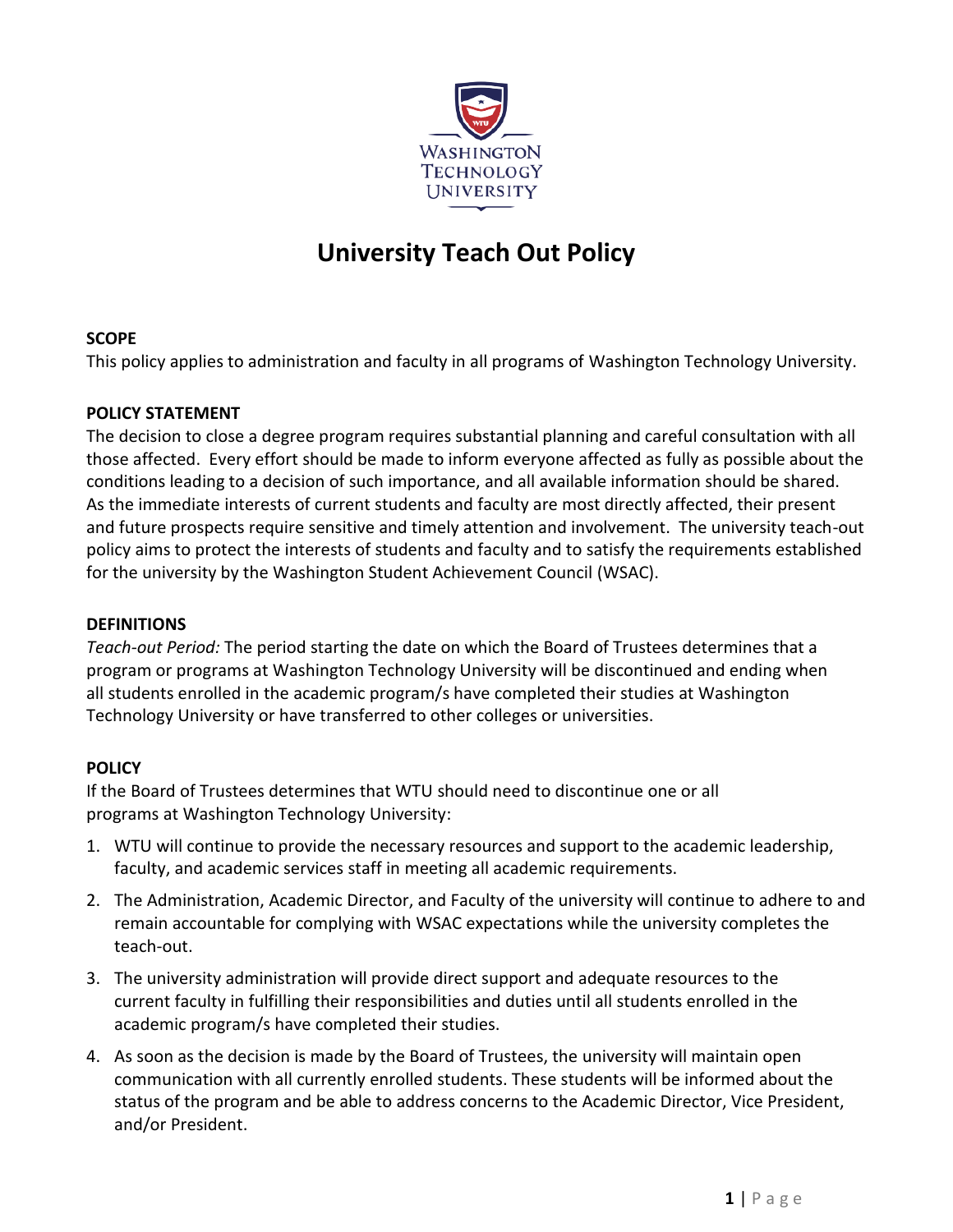# University Teach Out Policy

**SCOPE**
This policy applies to administration and faculty in all programs of Washington Technology University.

**POLICY STATEMENT**
The decision to close a degree program requires substantial planning and careful consultation with all those affected. Every effort should be made to inform everyone affected as fully as possible about the conditions leading to a decision of such importance, and all available information should be shared. As the immediate interests of current students and faculty are most directly affected, their present and future prospects require sensitive and timely attention and involvement. The university teach-out policy aims to protect the interests of students and faculty and to satisfy the requirements established for the university by the Washington Student Achievement Council (WSAC).

**DEFINITIONS**
*Teach-out Period:* The period starting the date on which the Board of Trustees determines that a program or programs at Washington Technology University will be discontinued and ending when all students enrolled in the academic program/s have completed their studies at Washington Technology University or have transferred to other colleges or universities.

**POLICY**
If the Board of Trustees determines that WTU should need to discontinue one or all programs at Washington Technology University:

1. WTU will continue to provide the necessary resources and support to the academic leadership, faculty, and academic services staff in meeting all academic requirements.
2. The Administration, Academic Director, and Faculty of the university will continue to adhere to and remain accountable for complying with WSAC expectations while the university completes the teach-out.
3. The university administration will provide direct support and adequate resources to the current faculty in fulfilling their responsibilities and duties until all students enrolled in the academic program/s have completed their studies.
4. As soon as the decision is made by the Board of Trustees, the university will maintain open communication with all currently enrolled students. These students will be informed about the status of the program and be able to address concerns to the Academic Director, Vice President, and/or President.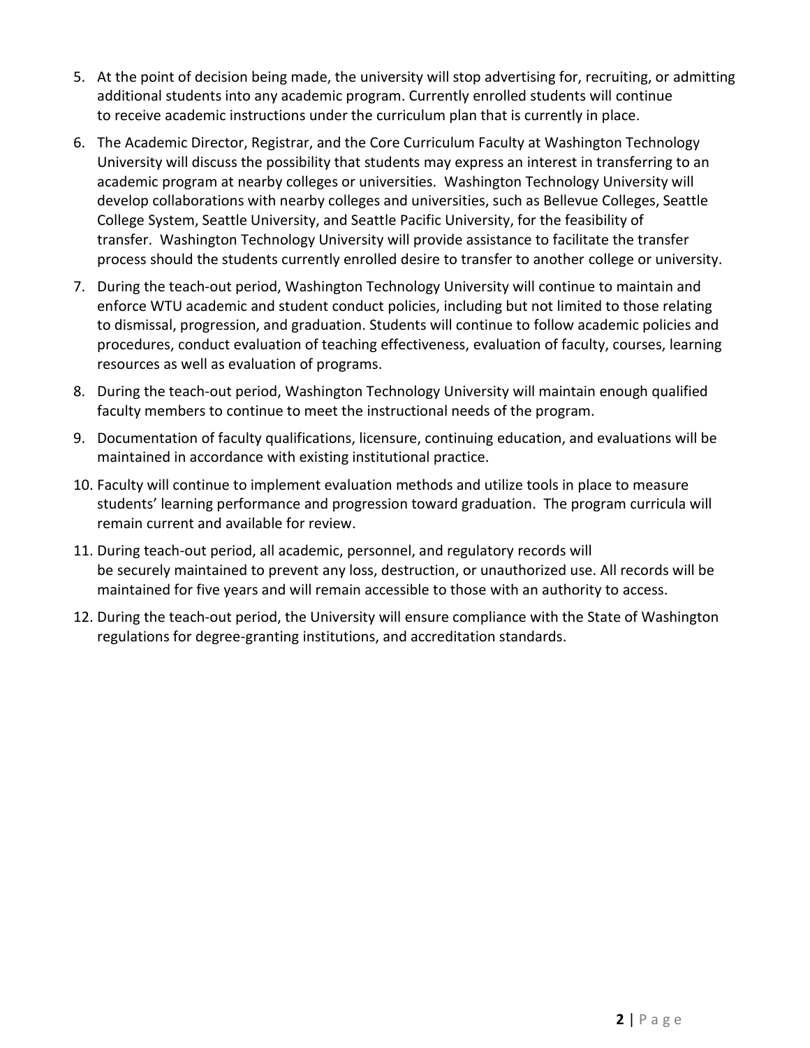5. At the point of decision being made, the university will stop advertising for, recruiting, or admitting additional students into any academic program. Currently enrolled students will continue to receive academic instructions under the curriculum plan that is currently in place.
6. The Academic Director, Registrar, and the Core Curriculum Faculty at Washington Technology University will discuss the possibility that students may express an interest in transferring to an academic program at nearby colleges or universities. Washington Technology University will develop collaborations with nearby colleges and universities, such as Bellevue Colleges, Seattle College System, Seattle University, and Seattle Pacific University, for the feasibility of transfer. Washington Technology University will provide assistance to facilitate the transfer process should the students currently enrolled desire to transfer to another college or university.
7. During the teach-out period, Washington Technology University will continue to maintain and enforce WTU academic and student conduct policies, including but not limited to those relating to dismissal, progression, and graduation. Students will continue to follow academic policies and procedures, conduct evaluation of teaching effectiveness, evaluation of faculty, courses, learning resources as well as evaluation of programs.
8. During the teach-out period, Washington Technology University will maintain enough qualified faculty members to continue to meet the instructional needs of the program.
9. Documentation of faculty qualifications, licensure, continuing education, and evaluations will be maintained in accordance with existing institutional practice.
10. Faculty will continue to implement evaluation methods and utilize tools in place to measure students' learning performance and progression toward graduation. The program curricula will remain current and available for review.
11. During teach-out period, all academic, personnel, and regulatory records will be securely maintained to prevent any loss, destruction, or unauthorized use. All records will be maintained for five years and will remain accessible to those with an authority to access.
12. During the teach-out period, the University will ensure compliance with the State of Washington regulations for degree-granting institutions, and accreditation standards.